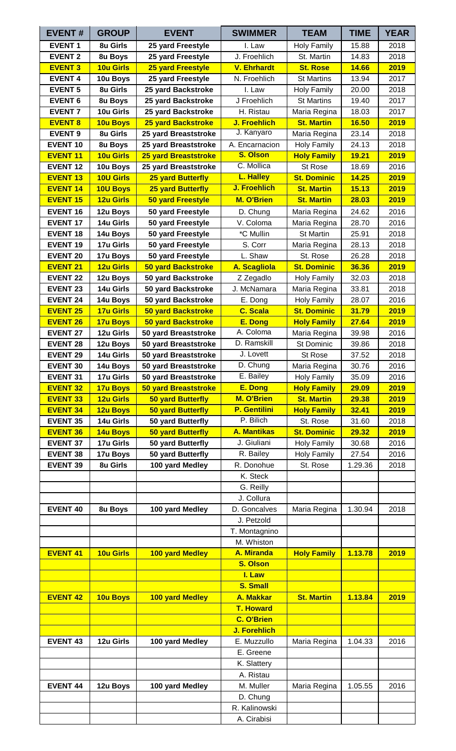| EVENT # | GROUP | EVENT | SWIMMER | TEAM | TIME | YEAR |
|---|---|---|---|---|---|---|
| EVENT 1 | 8u Girls | 25 yard Freestyle | I. Law | Holy Family | 15.88 | 2018 |
| EVENT 2 | 8u Boys | 25 yard Freestyle | J. Froehlich | St. Martin | 14.83 | 2018 |
| EVENT 3 | 10u Girls | 25 yard Freestyle | V. Ehrhardt | St. Rose | 14.66 | 2019 |
| EVENT 4 | 10u Boys | 25 yard Freestyle | N. Froehlich | St Martins | 13.94 | 2017 |
| EVENT 5 | 8u Girls | 25 yard Backstroke | I. Law | Holy Family | 20.00 | 2018 |
| EVENT 6 | 8u Boys | 25 yard Backstroke | J Froehlich | St Martins | 19.40 | 2017 |
| EVENT 7 | 10u Girls | 25 yard Backstroke | H. Ristau | Maria Regina | 18.03 | 2017 |
| EVENT 8 | 10u Boys | 25 yard Backstroke | J. Froehlich | St. Martin | 16.50 | 2019 |
| EVENT 9 | 8u Girls | 25 yard Breaststroke | J. Kanyaro | Maria Regina | 23.14 | 2018 |
| EVENT 10 | 8u Boys | 25 yard Breaststroke | A. Encarnacion | Holy Family | 24.13 | 2018 |
| EVENT 11 | 10u Girls | 25 yard Breaststroke | S. Olson | Holy Family | 19.21 | 2019 |
| EVENT 12 | 10u Boys | 25 yard Breaststroke | C. Mollica | St Rose | 18.69 | 2016 |
| EVENT 13 | 10U Girls | 25 yard Butterfly | L. Halley | St. Dominic | 14.25 | 2019 |
| EVENT 14 | 10U Boys | 25 yard Butterfly | J. Froehlich | St. Martin | 15.13 | 2019 |
| EVENT 15 | 12u Girls | 50 yard Freestyle | M. O'Brien | St. Martin | 28.03 | 2019 |
| EVENT 16 | 12u Boys | 50 yard Freestyle | D. Chung | Maria Regina | 24.62 | 2016 |
| EVENT 17 | 14u Girls | 50 yard Freestyle | V. Coloma | Maria Regina | 28.70 | 2016 |
| EVENT 18 | 14u Boys | 50 yard Freestyle | *C Mullin | St Martin | 25.91 | 2018 |
| EVENT 19 | 17u Girls | 50 yard Freestyle | S. Corr | Maria Regina | 28.13 | 2018 |
| EVENT 20 | 17u Boys | 50 yard Freestyle | L. Shaw | St. Rose | 26.28 | 2018 |
| EVENT 21 | 12u Girls | 50 yard Backstroke | A. Scagliola | St. Dominic | 36.36 | 2019 |
| EVENT 22 | 12u Boys | 50 yard Backstroke | Z Zegadlo | Holy Family | 32.03 | 2018 |
| EVENT 23 | 14u Girls | 50 yard Backstroke | J. McNamara | Maria Regina | 33.81 | 2018 |
| EVENT 24 | 14u Boys | 50 yard Backstroke | E. Dong | Holy Family | 28.07 | 2016 |
| EVENT 25 | 17u Girls | 50 yard Backstroke | C. Scala | St. Dominic | 31.79 | 2019 |
| EVENT 26 | 17u Boys | 50 yard Backstroke | E. Dong | Holy Family | 27.64 | 2019 |
| EVENT 27 | 12u Girls | 50 yard Breaststroke | A. Coloma | Maria Regina | 39.98 | 2016 |
| EVENT 28 | 12u Boys | 50 yard Breaststroke | D. Ramskill | St Dominic | 39.86 | 2018 |
| EVENT 29 | 14u Girls | 50 yard Breaststroke | J. Lovett | St Rose | 37.52 | 2018 |
| EVENT 30 | 14u Boys | 50 yard Breaststroke | D. Chung | Maria Regina | 30.76 | 2016 |
| EVENT 31 | 17u Girls | 50 yard Breaststroke | E. Bailey | Holy Family | 35.09 | 2016 |
| EVENT 32 | 17u Boys | 50 yard Breaststroke | E. Dong | Holy Family | 29.09 | 2019 |
| EVENT 33 | 12u Girls | 50 yard Butterfly | M. O'Brien | St. Martin | 29.38 | 2019 |
| EVENT 34 | 12u Boys | 50 yard Butterfly | P. Gentilini | Holy Family | 32.41 | 2019 |
| EVENT 35 | 14u Girls | 50 yard Butterfly | P. Bilich | St. Rose | 31.60 | 2018 |
| EVENT 36 | 14u Boys | 50 yard Butterfly | A. Mantikas | St. Dominic | 29.32 | 2019 |
| EVENT 37 | 17u Girls | 50 yard Butterfly | J. Giuliani | Holy Family | 30.68 | 2016 |
| EVENT 38 | 17u Boys | 50 yard Butterfly | R. Bailey | Holy Family | 27.54 | 2016 |
| EVENT 39 | 8u Girls | 100 yard Medley | R. Donohue | St. Rose | 1.29.36 | 2018 |
| | | | K. Steck | | | |
| | | | G. Reilly | | | |
| | | | J. Collura | | | |
| EVENT 40 | 8u Boys | 100 yard Medley | D. Goncalves | Maria Regina | 1.30.94 | 2018 |
| | | | J. Petzold | | | |
| | | | T. Montagnino | | | |
| | | | M. Whiston | | | |
| EVENT 41 | 10u Girls | 100 yard Medley | A. Miranda | Holy Family | 1.13.78 | 2019 |
| | | | S. Olson | | | |
| | | | I. Law | | | |
| | | | S. Small | | | |
| EVENT 42 | 10u Boys | 100 yard Medley | A. Makkar | St. Martin | 1.13.84 | 2019 |
| | | | T. Howard | | | |
| | | | C. O'Brien | | | |
| | | | J. Forehlich | | | |
| EVENT 43 | 12u Girls | 100 yard Medley | E. Muzzullo | Maria Regina | 1.04.33 | 2016 |
| | | | E. Greene | | | |
| | | | K. Slattery | | | |
| | | | A. Ristau | | | |
| EVENT 44 | 12u Boys | 100 yard Medley | M. Muller | Maria Regina | 1.05.55 | 2016 |
| | | | D. Chung | | | |
| | | | R. Kalinowski | | | |
| | | | A. Cirabisi | | | |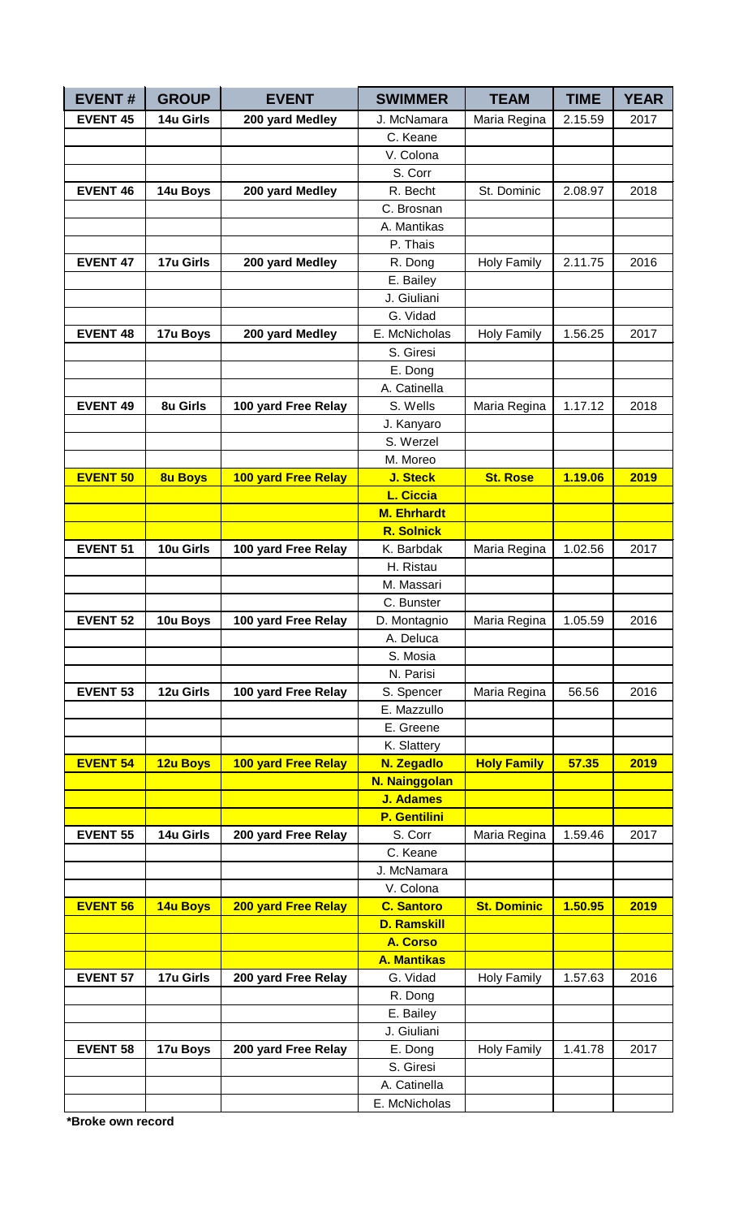| EVENT # | GROUP | EVENT | SWIMMER | TEAM | TIME | YEAR |
|---|---|---|---|---|---|---|
| EVENT 45 | 14u Girls | 200 yard Medley | J. McNamara | Maria Regina | 2.15.59 | 2017 |
| | | | C. Keane | | | |
| | | | V. Colona | | | |
| | | | S. Corr | | | |
| EVENT 46 | 14u Boys | 200 yard Medley | R. Becht | St. Dominic | 2.08.97 | 2018 |
| | | | C. Brosnan | | | |
| | | | A. Mantikas | | | |
| | | | P. Thais | | | |
| EVENT 47 | 17u Girls | 200 yard Medley | R. Dong | Holy Family | 2.11.75 | 2016 |
| | | | E. Bailey | | | |
| | | | J. Giuliani | | | |
| | | | G. Vidad | | | |
| EVENT 48 | 17u Boys | 200 yard Medley | E. McNicholas | Holy Family | 1.56.25 | 2017 |
| | | | S. Giresi | | | |
| | | | E. Dong | | | |
| | | | A. Catinella | | | |
| EVENT 49 | 8u Girls | 100 yard Free Relay | S. Wells | Maria Regina | 1.17.12 | 2018 |
| | | | J. Kanyaro | | | |
| | | | S. Werzel | | | |
| | | | M. Moreo | | | |
| **EVENT 50** | **8u Boys** | **100 yard Free Relay** | **J. Steck** | **St. Rose** | **1.19.06** | **2019** |
| | | | **L. Ciccia** | | | |
| | | | **M. Ehrhardt** | | | |
| | | | **R. Solnick** | | | |
| EVENT 51 | 10u Girls | 100 yard Free Relay | K. Barbdak | Maria Regina | 1.02.56 | 2017 |
| | | | H. Ristau | | | |
| | | | M. Massari | | | |
| | | | C. Bunster | | | |
| EVENT 52 | 10u Boys | 100 yard Free Relay | D. Montagnio | Maria Regina | 1.05.59 | 2016 |
| | | | A. Deluca | | | |
| | | | S. Mosia | | | |
| | | | N. Parisi | | | |
| EVENT 53 | 12u Girls | 100 yard Free Relay | S. Spencer | Maria Regina | 56.56 | 2016 |
| | | | E. Mazzullo | | | |
| | | | E. Greene | | | |
| | | | K. Slattery | | | |
| **EVENT 54** | **12u Boys** | **100 yard Free Relay** | **N. Zegadlo** | **Holy Family** | **57.35** | **2019** |
| | | | **N. Nainggolan** | | | |
| | | | **J. Adames** | | | |
| | | | **P. Gentilini** | | | |
| EVENT 55 | 14u Girls | 200 yard Free Relay | S. Corr | Maria Regina | 1.59.46 | 2017 |
| | | | C. Keane | | | |
| | | | J. McNamara | | | |
| | | | V. Colona | | | |
| **EVENT 56** | **14u Boys** | **200 yard Free Relay** | **C. Santoro** | **St. Dominic** | **1.50.95** | **2019** |
| | | | **D. Ramskill** | | | |
| | | | **A. Corso** | | | |
| | | | **A. Mantikas** | | | |
| EVENT 57 | 17u Girls | 200 yard Free Relay | G. Vidad | Holy Family | 1.57.63 | 2016 |
| | | | R. Dong | | | |
| | | | E. Bailey | | | |
| | | | J. Giuliani | | | |
| EVENT 58 | 17u Boys | 200 yard Free Relay | E. Dong | Holy Family | 1.41.78 | 2017 |
| | | | S. Giresi | | | |
| | | | A. Catinella | | | |
| | | | E. McNicholas | | | |

**\*Broke own record**